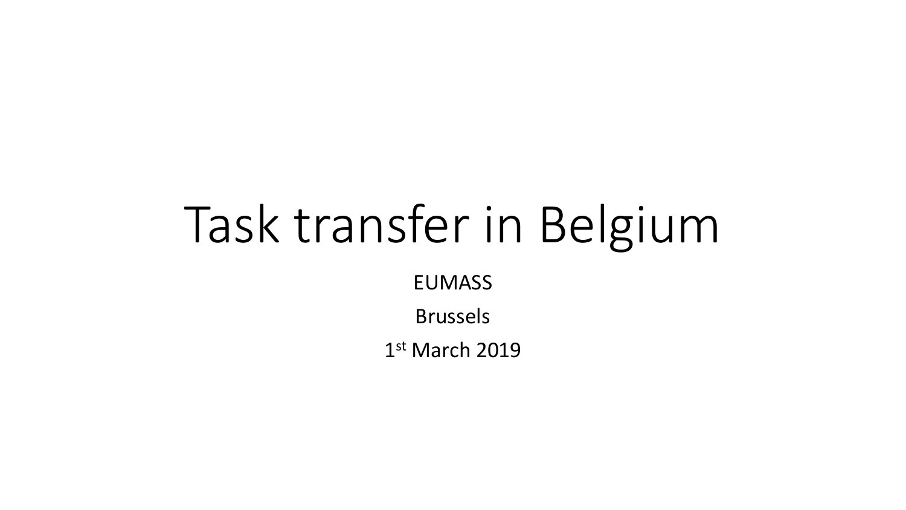# Task transfer in Belgium

EUMASS

Brussels

1st March 2019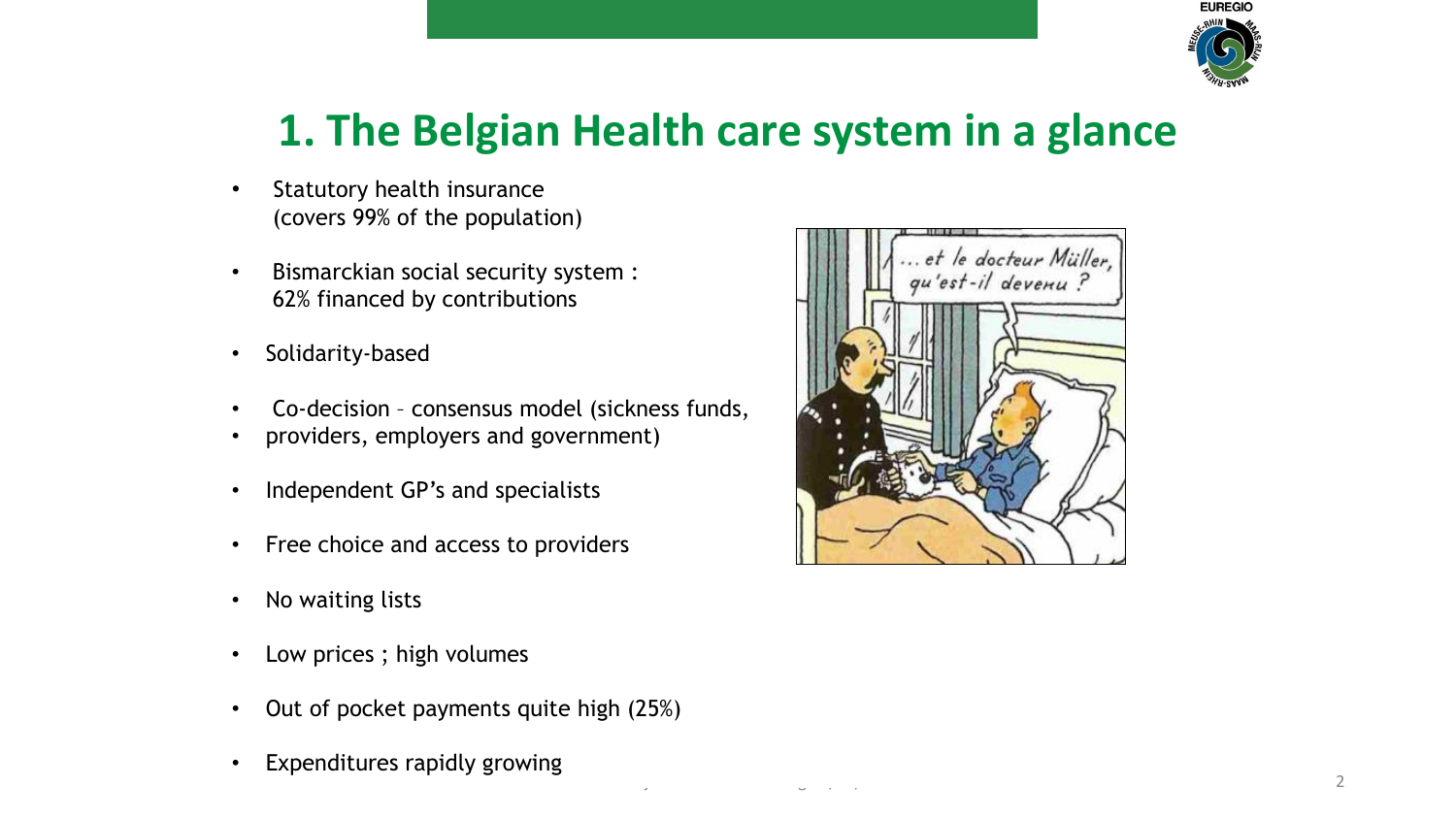# 1. The Belgian Health care system in a glance

- Statutory health insurance (covers 99% of the population)
- Bismarckian social security system : 62% financed by contributions
- Solidarity-based
- Co-decision – consensus model (sickness funds,
- providers, employers and government)
- Independent GP's and specialists
- Free choice and access to providers
- No waiting lists
- Low prices ; high volumes
- Out of pocket payments quite high (25%)
- Expenditures rapidly growing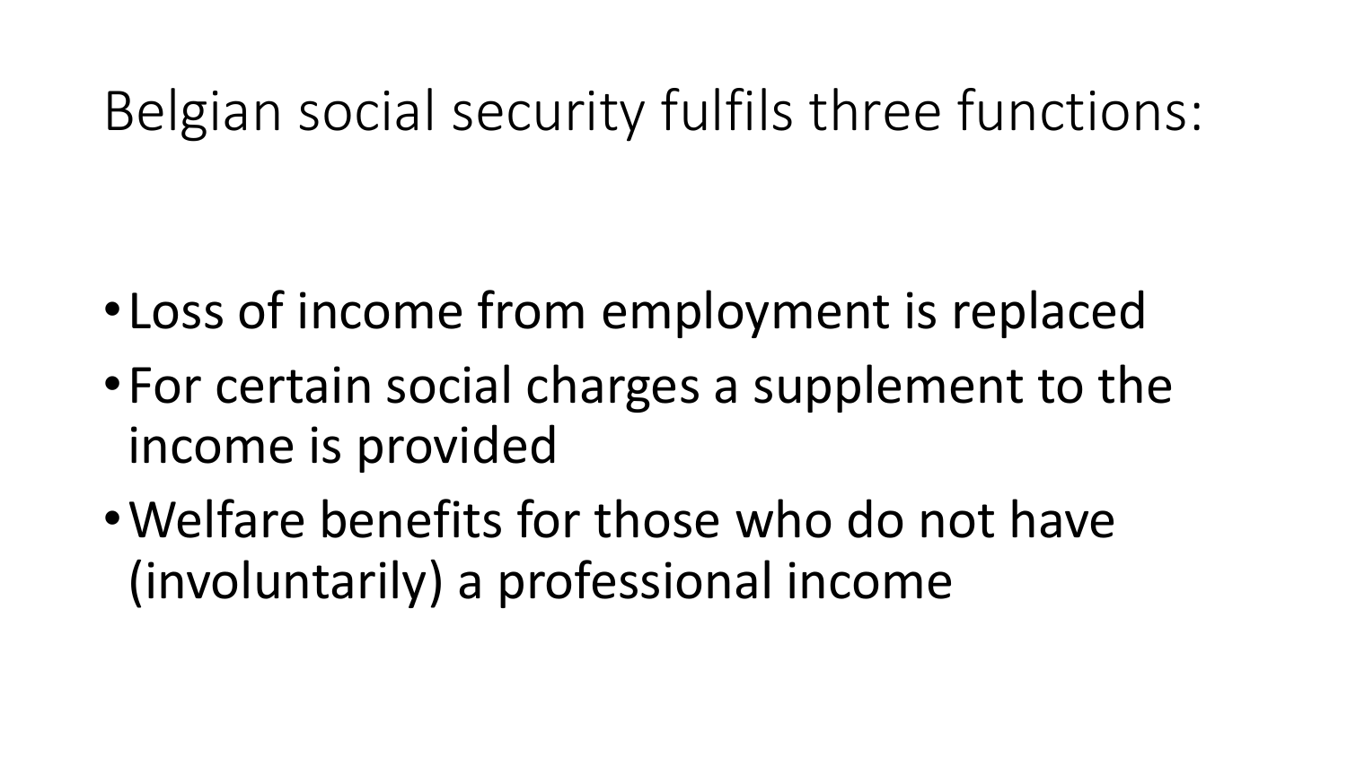# Belgian social security fulfils three functions:

- Loss of income from employment is replaced
- For certain social charges a supplement to the income is provided
- Welfare benefits for those who do not have (involuntarily) a professional income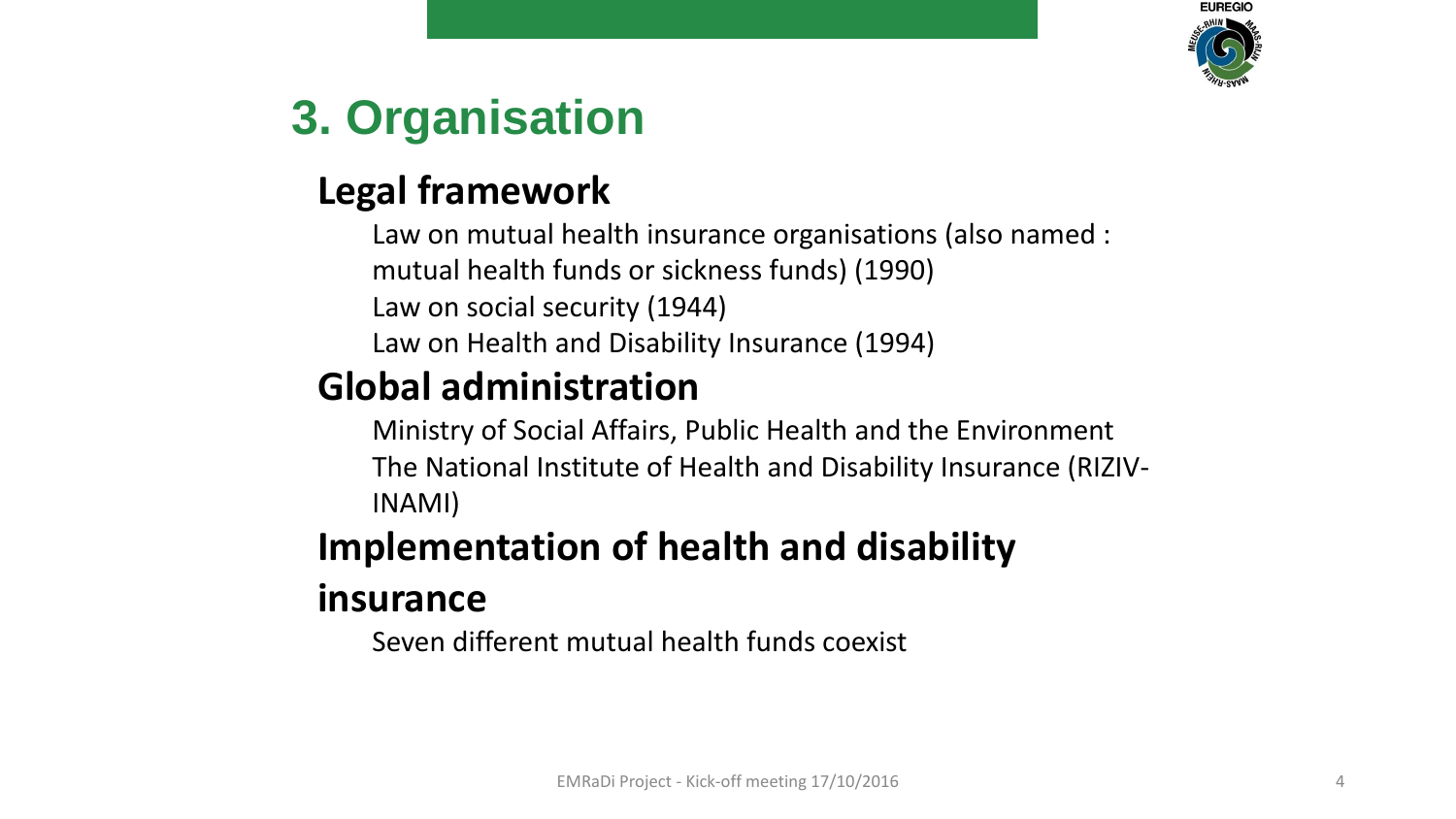# 3. Organisation

## Legal framework

Law on mutual health insurance organisations (also named : mutual health funds or sickness funds) (1990)

Law on social security (1944)

Law on Health and Disability Insurance (1994)

## Global administration

Ministry of Social Affairs, Public Health and the Environment

The National Institute of Health and Disability Insurance (RIZIV-INAMI)

## Implementation of health and disability insurance

Seven different mutual health funds coexist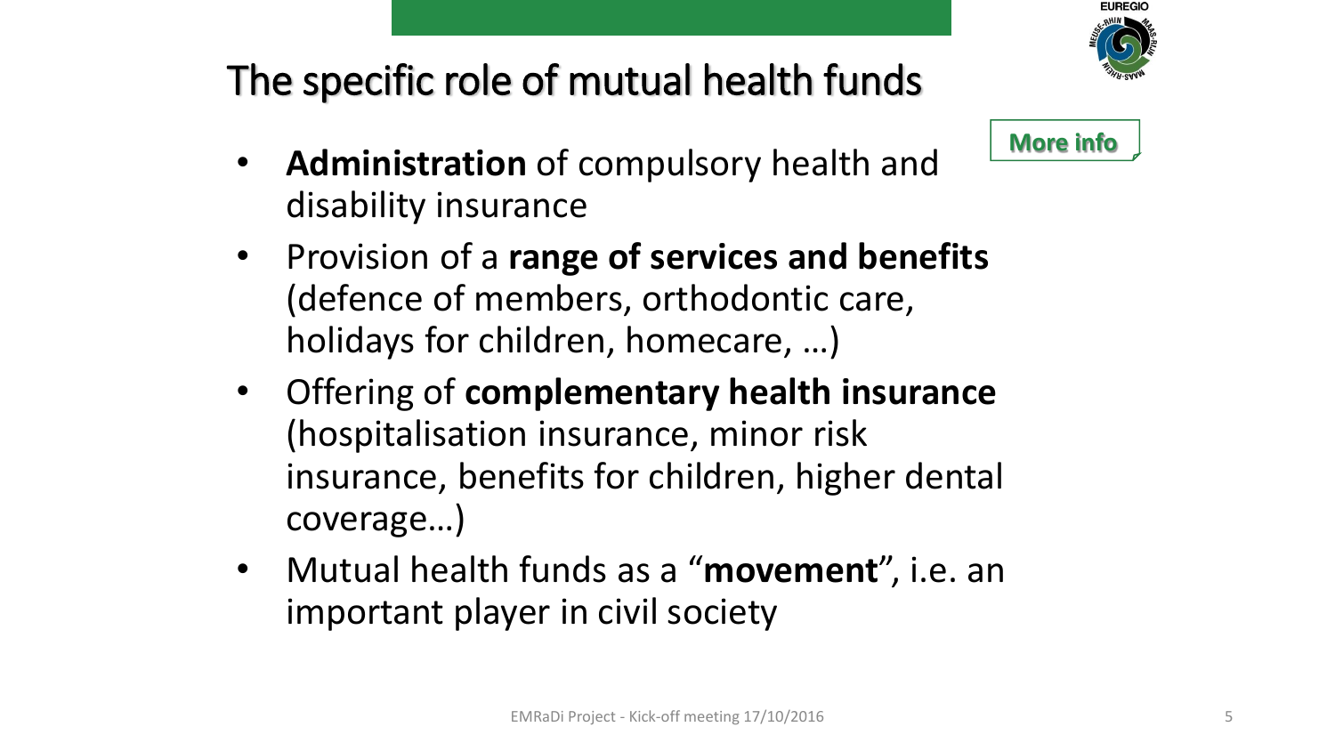# The specific role of mutual health funds

More info

- **Administration** of compulsory health and disability insurance
- Provision of a **range of services and benefits** (defence of members, orthodontic care, holidays for children, homecare, …)
- Offering of **complementary health insurance** (hospitalisation insurance, minor risk insurance, benefits for children, higher dental coverage…)
- Mutual health funds as a "**movement**", i.e. an important player in civil society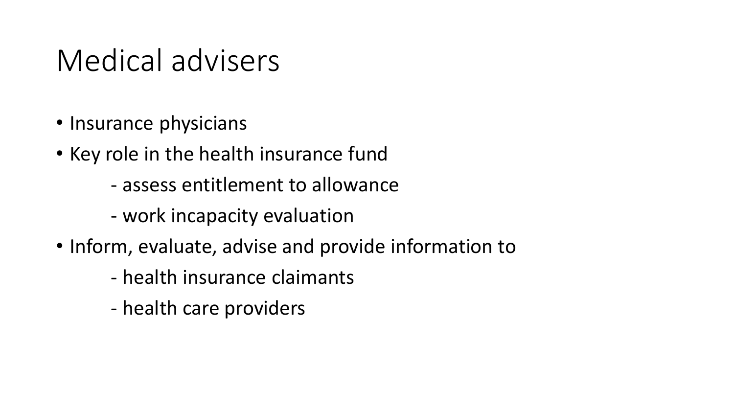# Medical advisers

- Insurance physicians
- Key role in the health insurance fund
  - assess entitlement to allowance
  - work incapacity evaluation
- Inform, evaluate, advise and provide information to
  - health insurance claimants
  - health care providers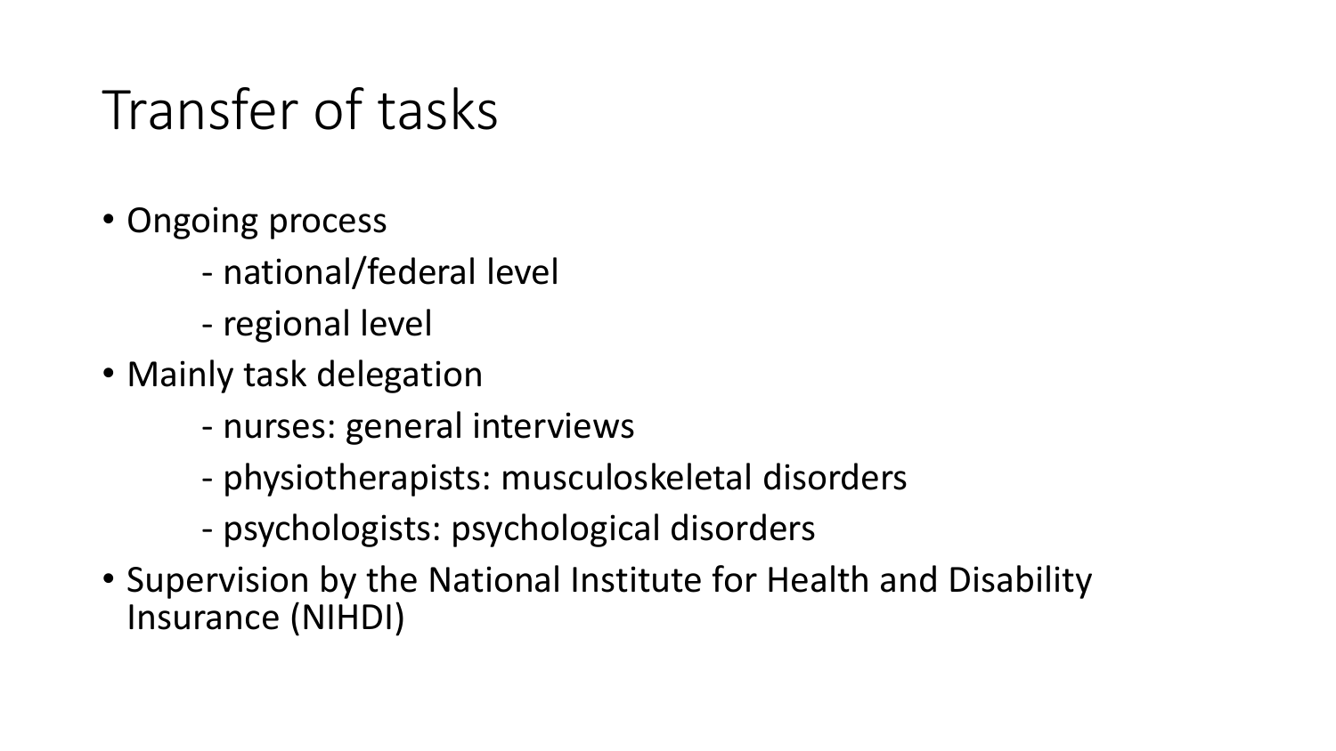# Transfer of tasks

- Ongoing process
  - national/federal level
  - regional level
- Mainly task delegation
  - nurses: general interviews
  - physiotherapists: musculoskeletal disorders
  - psychologists: psychological disorders
- Supervision by the National Institute for Health and Disability Insurance (NIHDI)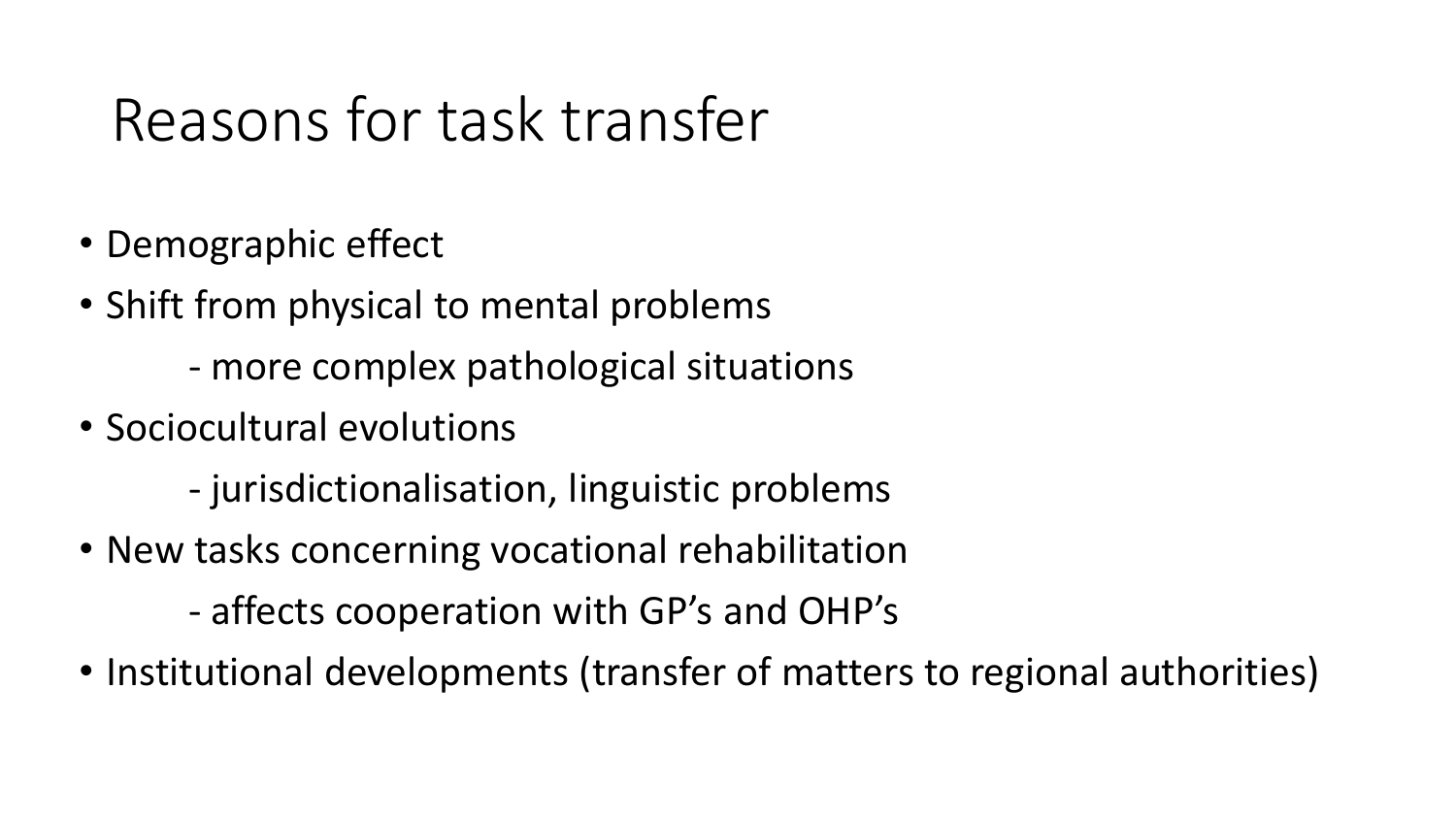# Reasons for task transfer

- Demographic effect
- Shift from physical to mental problems
    - more complex pathological situations
- Sociocultural evolutions
    - jurisdictionalisation, linguistic problems
- New tasks concerning vocational rehabilitation
    - affects cooperation with GP's and OHP's
- Institutional developments (transfer of matters to regional authorities)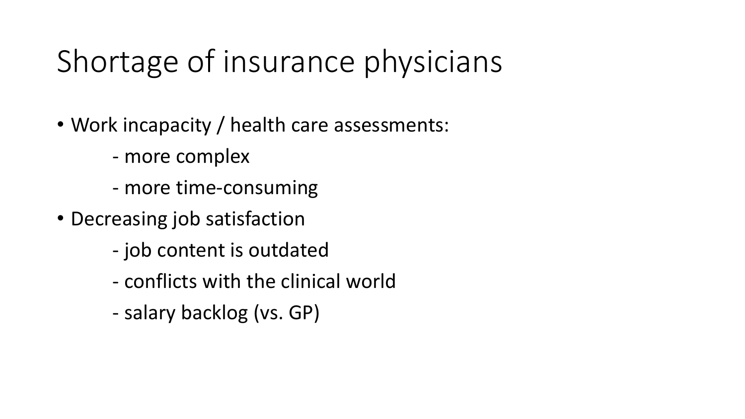# Shortage of insurance physicians

- Work incapacity / health care assessments:
  - more complex
  - more time-consuming
- Decreasing job satisfaction
  - job content is outdated
  - conflicts with the clinical world
  - salary backlog (vs. GP)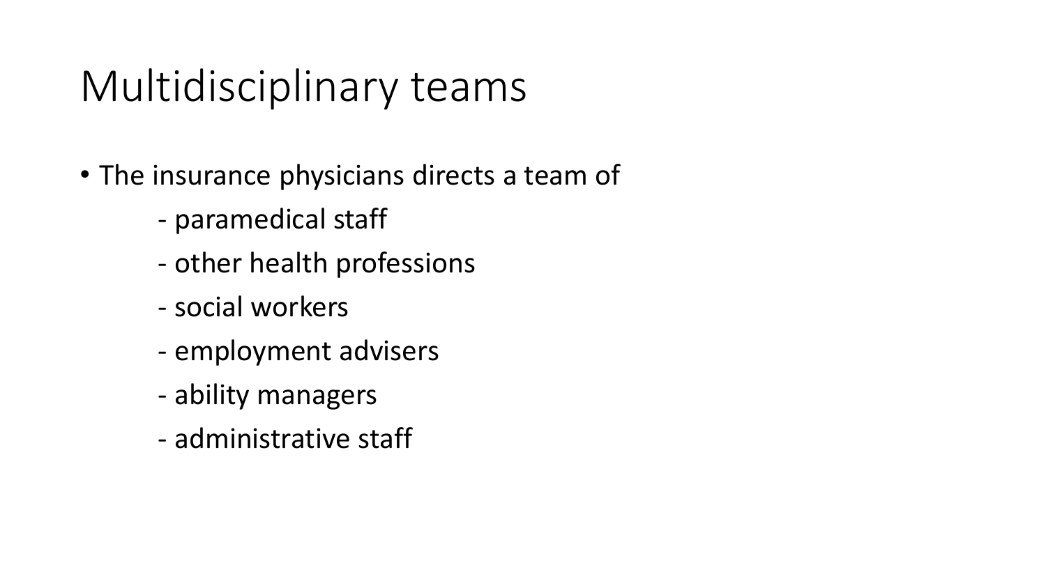# Multidisciplinary teams

- The insurance physicians directs a team of
  - paramedical staff
  - other health professions
  - social workers
  - employment advisers
  - ability managers
  - administrative staff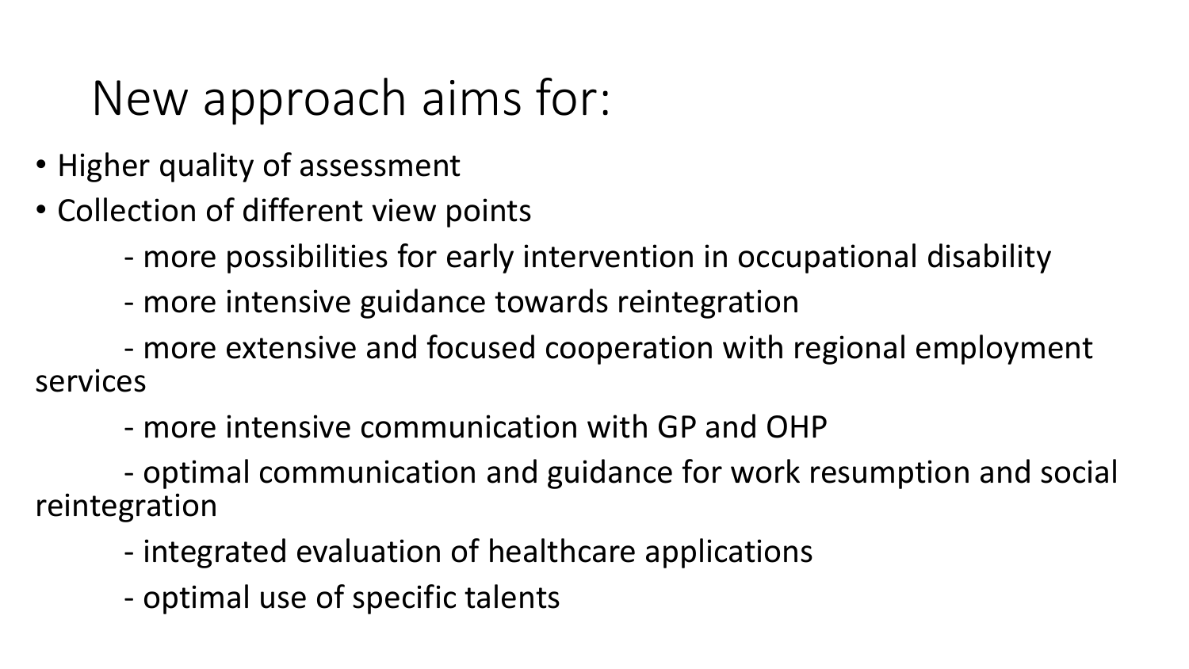# New approach aims for:

- Higher quality of assessment
- Collection of different view points
  - more possibilities for early intervention in occupational disability
  - more intensive guidance towards reintegration
  - more extensive and focused cooperation with regional employment services
  - more intensive communication with GP and OHP
  - optimal communication and guidance for work resumption and social reintegration
  - integrated evaluation of healthcare applications
  - optimal use of specific talents